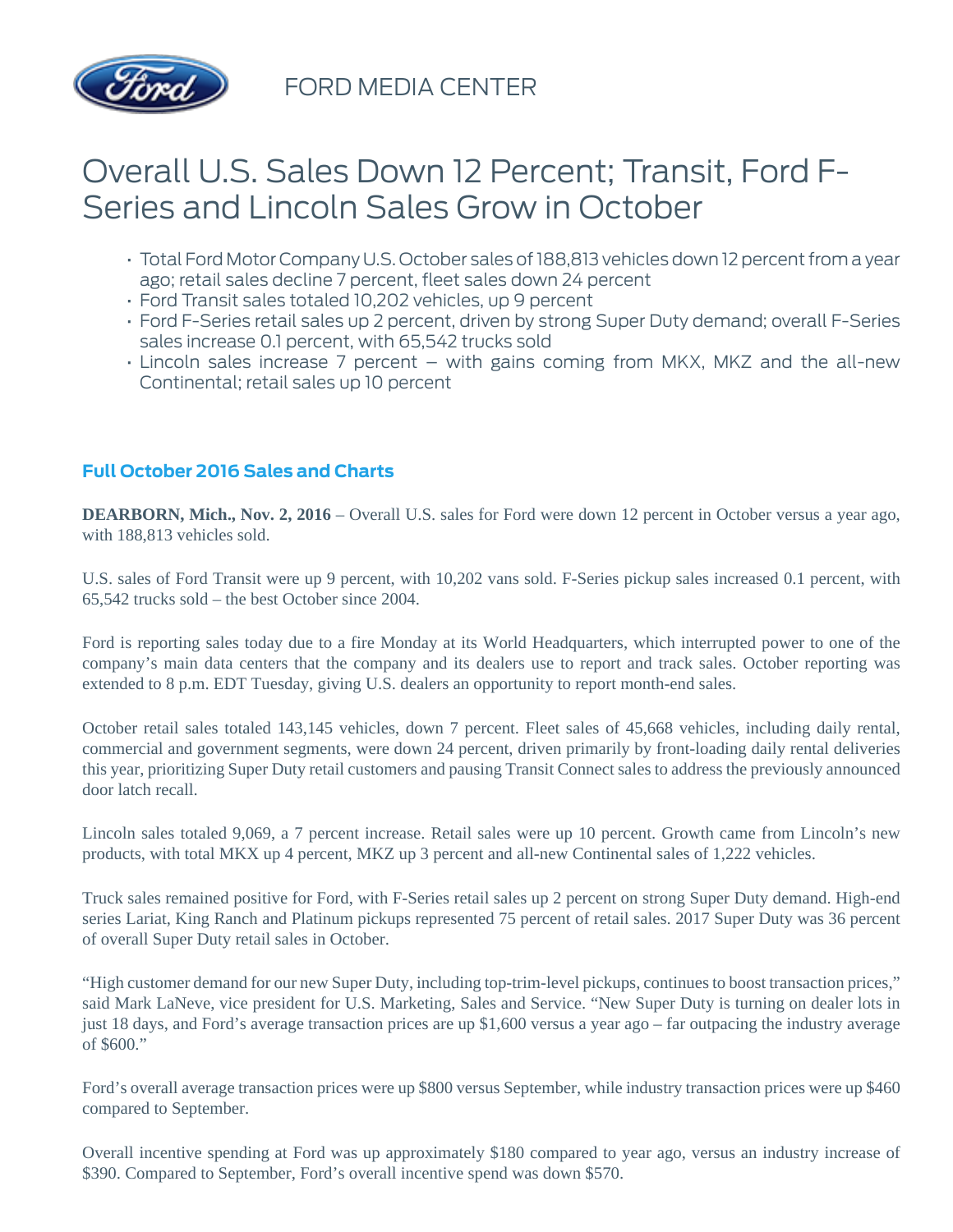FORD MEDIA CENTER

# Overall U.S. Sales Down 12 Percent; Transit, Ford F-Series and Lincoln Sales Grow in October

- Total Ford Motor Company U.S. October sales of 188,813 vehicles down 12 percent from a year ago; retail sales decline 7 percent, fleet sales down 24 percent
- Ford Transit sales totaled 10,202 vehicles, up 9 percent
- Ford F-Series retail sales up 2 percent, driven by strong Super Duty demand; overall F-Series sales increase 0.1 percent, with 65,542 trucks sold
- Lincoln sales increase 7 percent – with gains coming from MKX, MKZ and the all-new Continental; retail sales up 10 percent

### Full October 2016 Sales and Charts

**DEARBORN, Mich., Nov. 2, 2016** – Overall U.S. sales for Ford were down 12 percent in October versus a year ago, with 188,813 vehicles sold.

U.S. sales of Ford Transit were up 9 percent, with 10,202 vans sold. F-Series pickup sales increased 0.1 percent, with 65,542 trucks sold – the best October since 2004.

Ford is reporting sales today due to a fire Monday at its World Headquarters, which interrupted power to one of the company's main data centers that the company and its dealers use to report and track sales. October reporting was extended to 8 p.m. EDT Tuesday, giving U.S. dealers an opportunity to report month-end sales.

October retail sales totaled 143,145 vehicles, down 7 percent. Fleet sales of 45,668 vehicles, including daily rental, commercial and government segments, were down 24 percent, driven primarily by front-loading daily rental deliveries this year, prioritizing Super Duty retail customers and pausing Transit Connect sales to address the previously announced door latch recall.

Lincoln sales totaled 9,069, a 7 percent increase. Retail sales were up 10 percent. Growth came from Lincoln's new products, with total MKX up 4 percent, MKZ up 3 percent and all-new Continental sales of 1,222 vehicles.

Truck sales remained positive for Ford, with F-Series retail sales up 2 percent on strong Super Duty demand. High-end series Lariat, King Ranch and Platinum pickups represented 75 percent of retail sales. 2017 Super Duty was 36 percent of overall Super Duty retail sales in October.

"High customer demand for our new Super Duty, including top-trim-level pickups, continues to boost transaction prices," said Mark LaNeve, vice president for U.S. Marketing, Sales and Service. "New Super Duty is turning on dealer lots in just 18 days, and Ford's average transaction prices are up $1,600 versus a year ago – far outpacing the industry average of $600."

Ford's overall average transaction prices were up $800 versus September, while industry transaction prices were up $460 compared to September.

Overall incentive spending at Ford was up approximately $180 compared to year ago, versus an industry increase of $390. Compared to September, Ford's overall incentive spend was down $570.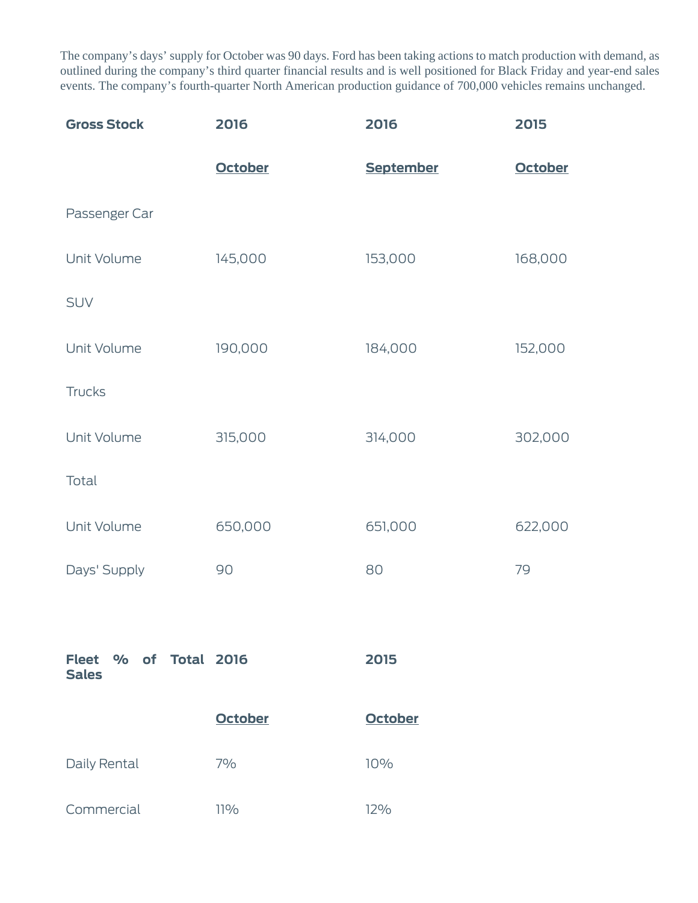The company’s days’ supply for October was 90 days. Ford has been taking actions to match production with demand, as outlined during the company’s third quarter financial results and is well positioned for Black Friday and year-end sales events. The company’s fourth-quarter North American production guidance of 700,000 vehicles remains unchanged.

| **Gross Stock** | **2016** | **2016** | **2015** |
|---|---|---|---|
| | **October** | **September** | **October** |
| Passenger Car | | | |
| Unit Volume | 145,000 | 153,000 | 168,000 |
| SUV | | | |
| Unit Volume | 190,000 | 184,000 | 152,000 |
| Trucks | | | |
| Unit Volume | 315,000 | 314,000 | 302,000 |
| Total | | | |
| Unit Volume | 650,000 | 651,000 | 622,000 |
| Days' Supply | 90 | 80 | 79 |

| **Fleet % of Total Sales** | **2016** | **2015** |
|---|---|---|
| | **October** | **October** |
| Daily Rental | 7% | 10% |
| Commercial | 11% | 12% |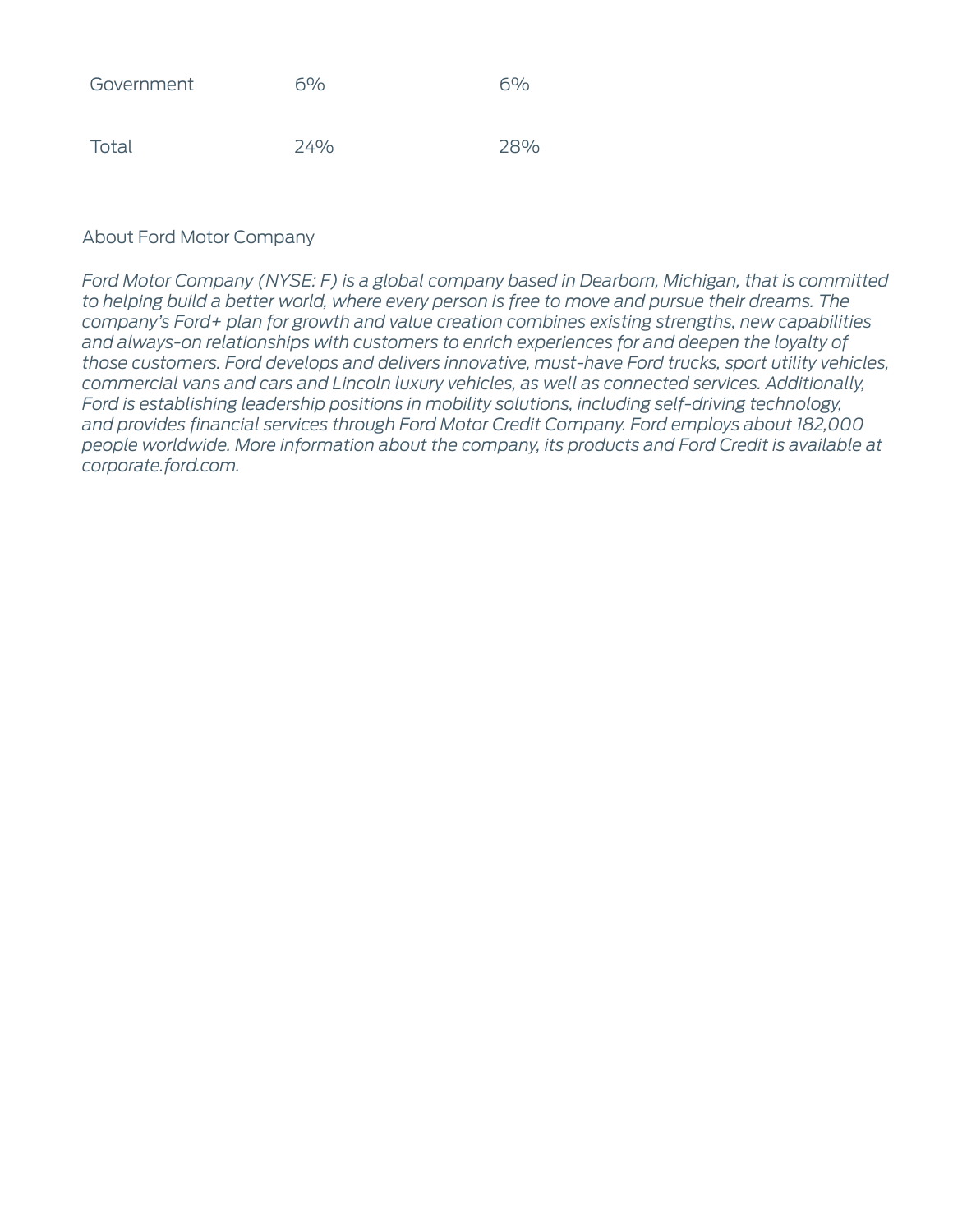| | | |
| --- | --- | --- |
| Government | 6% | 6% |
| Total | 24% | 28% |

About Ford Motor Company

*Ford Motor Company (NYSE: F) is a global company based in Dearborn, Michigan, that is committed to helping build a better world, where every person is free to move and pursue their dreams. The company's Ford+ plan for growth and value creation combines existing strengths, new capabilities and always-on relationships with customers to enrich experiences for and deepen the loyalty of those customers. Ford develops and delivers innovative, must-have Ford trucks, sport utility vehicles, commercial vans and cars and Lincoln luxury vehicles, as well as connected services. Additionally, Ford is establishing leadership positions in mobility solutions, including self-driving technology, and provides financial services through Ford Motor Credit Company. Ford employs about 182,000 people worldwide. More information about the company, its products and Ford Credit is available at corporate.ford.com.*